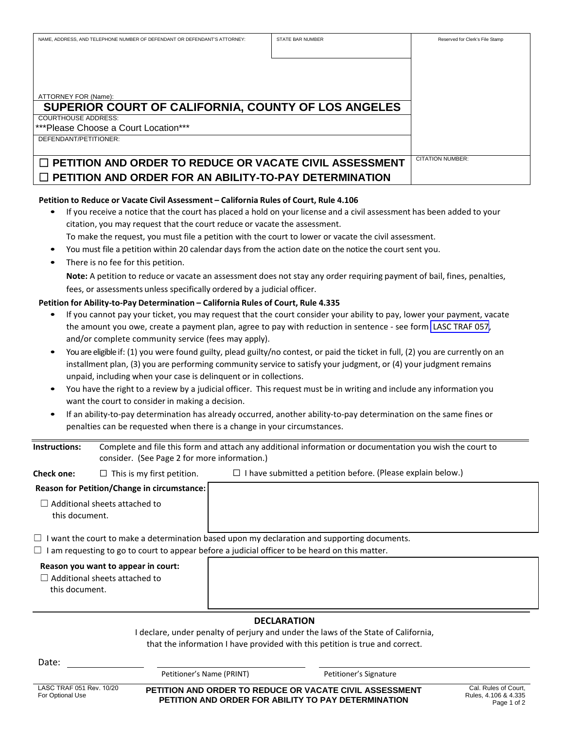| NAME, ADDRESS, AND TELEPHONE NUMBER OF DEFENDANT OR DEFENDANT'S ATTORNEY: | STATE BAR NUMBER | Reserved for Clerk's File Stamp |
| --- | --- | --- |
| ATTORNEY FOR (Name): | | |

## SUPERIOR COURT OF CALIFORNIA, COUNTY OF LOS ANGELES

COURTHOUSE ADDRESS:
***Please Choose a Court Location***

DEFENDANT/PETITIONER:

## ☐ PETITION AND ORDER TO REDUCE OR VACATE CIVIL ASSESSMENT
## ☐ PETITION AND ORDER FOR AN ABILITY-TO-PAY DETERMINATION

CITATION NUMBER:

**Petition to Reduce or Vacate Civil Assessment – California Rules of Court, Rule 4.106**

- If you receive a notice that the court has placed a hold on your license and a civil assessment has been added to your citation, you may request that the court reduce or vacate the assessment.
  To make the request, you must file a petition with the court to lower or vacate the civil assessment.
- You must file a petition within 20 calendar days from the action date on the notice the court sent you.
- There is no fee for this petition.
  **Note:** A petition to reduce or vacate an assessment does not stay any order requiring payment of bail, fines, penalties, fees, or assessments unless specifically ordered by a judicial officer.

**Petition for Ability-to-Pay Determination – California Rules of Court, Rule 4.335**

- If you cannot pay your ticket, you may request that the court consider your ability to pay, lower your payment, vacate the amount you owe, create a payment plan, agree to pay with reduction in sentence - see form LASC TRAF 057, and/or complete community service (fees may apply).
- You are eligible if: (1) you were found guilty, plead guilty/no contest, or paid the ticket in full, (2) you are currently on an installment plan, (3) you are performing community service to satisfy your judgment, or (4) your judgment remains unpaid, including when your case is delinquent or in collections.
- You have the right to a review by a judicial officer. This request must be in writing and include any information you want the court to consider in making a decision.
- If an ability-to-pay determination has already occurred, another ability-to-pay determination on the same fines or penalties can be requested when there is a change in your circumstances.

**Instructions:** Complete and file this form and attach any additional information or documentation you wish the court to consider. (See Page 2 for more information.)

**Check one:** ☐ This is my first petition. ☐ I have submitted a petition before. (Please explain below.)

**Reason for Petition/Change in circumstance:**

☐ Additional sheets attached to this document.

☐ I want the court to make a determination based upon my declaration and supporting documents.

☐ I am requesting to go to court to appear before a judicial officer to be heard on this matter.

**Reason you want to appear in court:**

☐ Additional sheets attached to this document.

### DECLARATION

I declare, under penalty of perjury and under the laws of the State of California, that the information I have provided with this petition is true and correct.

Date: ______________ ______________________________ ______________________________

Petitioner's Name (PRINT) Petitioner's Signature

LASC TRAF 051 Rev. 10/20
For Optional Use

PETITION AND ORDER TO REDUCE OR VACATE CIVIL ASSESSMENT
PETITION AND ORDER FOR ABILITY TO PAY DETERMINATION

Cal. Rules of Court, Rules, 4.106 & 4.335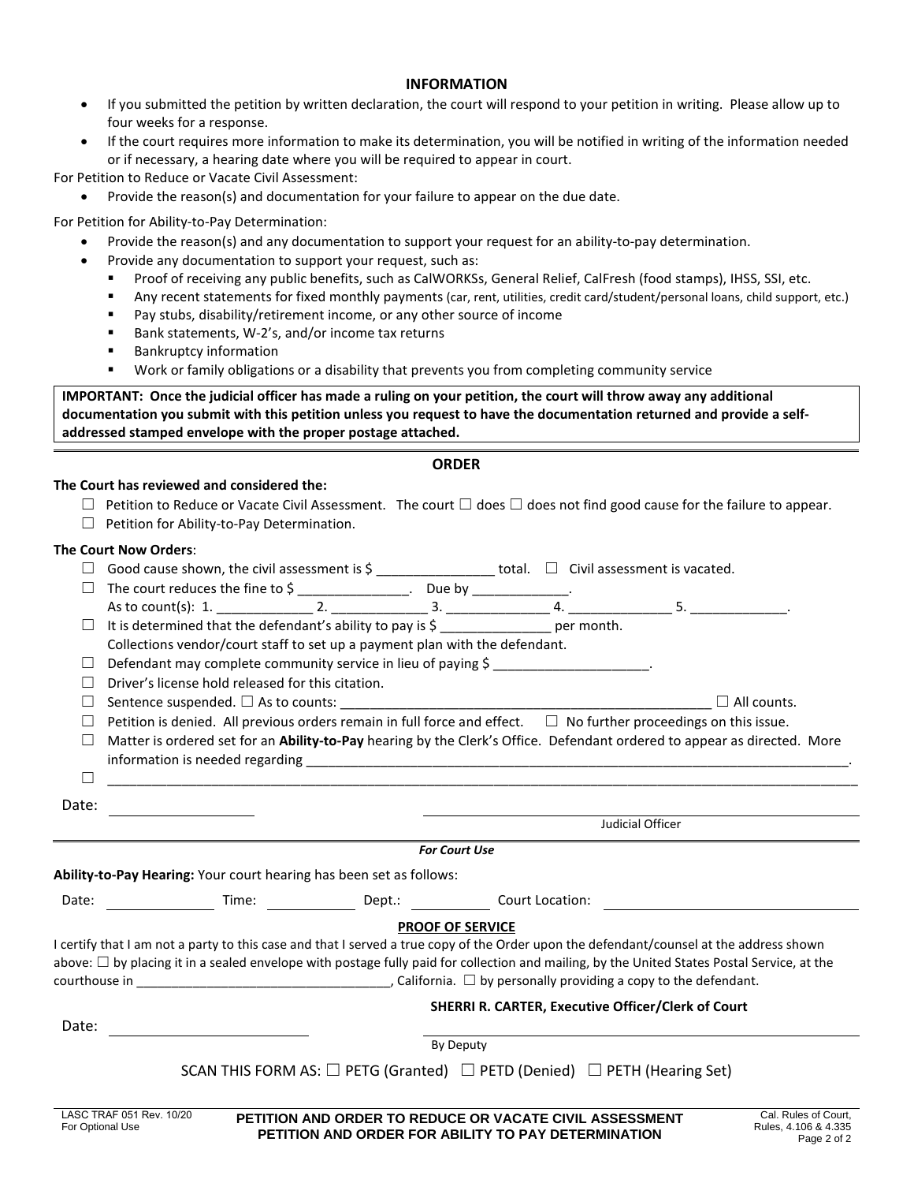## INFORMATION

- If you submitted the petition by written declaration, the court will respond to your petition in writing. Please allow up to four weeks for a response.
- If the court requires more information to make its determination, you will be notified in writing of the information needed or if necessary, a hearing date where you will be required to appear in court.

For Petition to Reduce or Vacate Civil Assessment:

- Provide the reason(s) and documentation for your failure to appear on the due date.

For Petition for Ability-to-Pay Determination:

- Provide the reason(s) and any documentation to support your request for an ability-to-pay determination.
- Provide any documentation to support your request, such as:
  - Proof of receiving any public benefits, such as CalWORKSs, General Relief, CalFresh (food stamps), IHSS, SSI, etc.
  - Any recent statements for fixed monthly payments (car, rent, utilities, credit card/student/personal loans, child support, etc.)
  - Pay stubs, disability/retirement income, or any other source of income
  - Bank statements, W-2's, and/or income tax returns
  - Bankruptcy information
  - Work or family obligations or a disability that prevents you from completing community service

**IMPORTANT: Once the judicial officer has made a ruling on your petition, the court will throw away any additional documentation you submit with this petition unless you request to have the documentation returned and provide a self-addressed stamped envelope with the proper postage attached.**

## ORDER

**The Court has reviewed and considered the:**

☐ Petition to Reduce or Vacate Civil Assessment. The court ☐ does ☐ does not find good cause for the failure to appear.

☐ Petition for Ability-to-Pay Determination.

**The Court Now Orders**:

☐ Good cause shown, the civil assessment is $ ________________ total. ☐ Civil assessment is vacated.

☐ The court reduces the fine to $ _______________. Due by _____________.
As to count(s): 1. _____________ 2. _____________ 3. ______________ 4. ______________ 5. _____________.

☐ It is determined that the defendant's ability to pay is $ _______________ per month.
Collections vendor/court staff to set up a payment plan with the defendant.

☐ Defendant may complete community service in lieu of paying $ _____________________.

☐ Driver's license hold released for this citation.

☐ Sentence suspended. ☐ As to counts: ___________________________________________________ ☐ All counts.

☐ Petition is denied. All previous orders remain in full force and effect. ☐ No further proceedings on this issue.

☐ Matter is ordered set for an **Ability-to-Pay** hearing by the Clerk's Office. Defendant ordered to appear as directed. More information is needed regarding ___________________________________________________________________________.

☐ ______________________________________________________________________________________________

Date: ____________________ ______________________________________________
Judicial Officer

*For Court Use*

**Ability-to-Pay Hearing:** Your court hearing has been set as follows:

Date: ______________ Time: ____________ Dept.: ___________ Court Location: ______________________________

**PROOF OF SERVICE**

I certify that I am not a party to this case and that I served a true copy of the Order upon the defendant/counsel at the address shown above: ☐ by placing it in a sealed envelope with postage fully paid for collection and mailing, by the United States Postal Service, at the courthouse in ___________________________________, California. ☐ by personally providing a copy to the defendant.

**SHERRI R. CARTER, Executive Officer/Clerk of Court**

Date: __________________________ ______________________________________________
By Deputy

SCAN THIS FORM AS: ☐ PETG (Granted) ☐ PETD (Denied) ☐ PETH (Hearing Set)

LASC TRAF 051 Rev. 10/20
For Optional Use

**PETITION AND ORDER TO REDUCE OR VACATE CIVIL ASSESSMENT**
**PETITION AND ORDER FOR ABILITY TO PAY DETERMINATION**

Cal. Rules of Court, Rules, 4.106 & 4.335